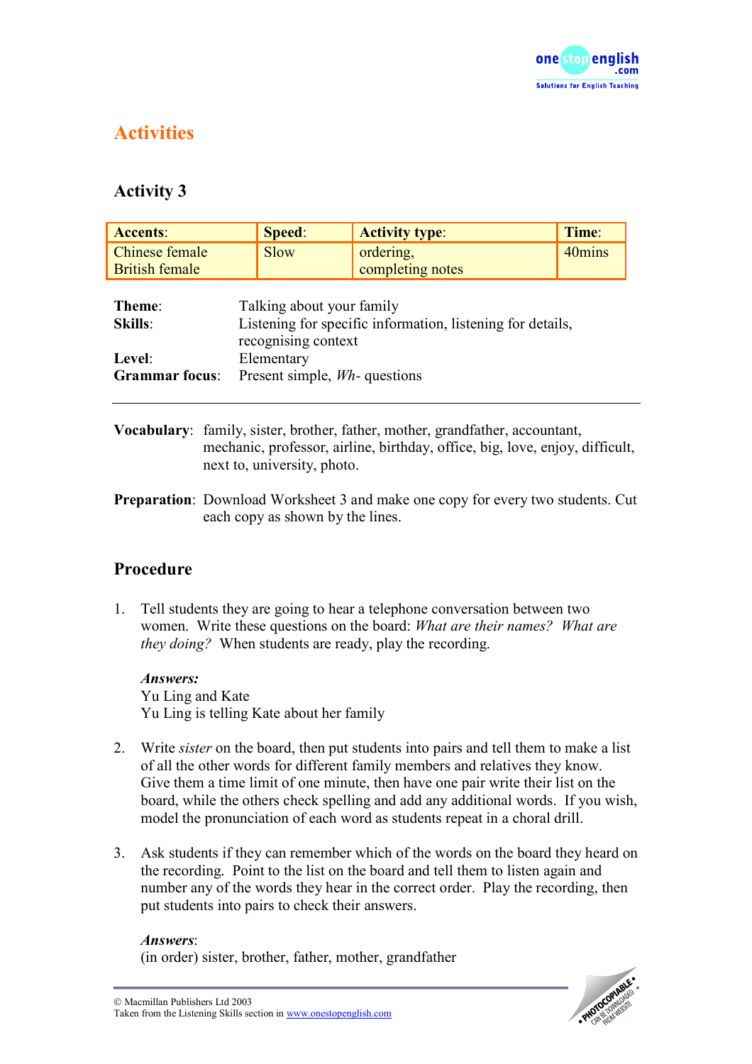# Activities

## Activity 3

| **Accents**: | **Speed**: | **Activity type**: | **Time**: |
|---|---|---|---|
| Chinese female<br>British female | Slow | ordering,<br>completing notes | 40mins |

**Theme**: Talking about your family
**Skills**: Listening for specific information, listening for details, recognising context
**Level**: Elementary
**Grammar focus**: Present simple, *Wh-* questions

---

**Vocabulary**: family, sister, brother, father, mother, grandfather, accountant, mechanic, professor, airline, birthday, office, big, love, enjoy, difficult, next to, university, photo.

**Preparation**: Download Worksheet 3 and make one copy for every two students. Cut each copy as shown by the lines.

## Procedure

1. Tell students they are going to hear a telephone conversation between two women. Write these questions on the board: *What are their names? What are they doing?* When students are ready, play the recording.

   ***Answers:***
   Yu Ling and Kate
   Yu Ling is telling Kate about her family

2. Write *sister* on the board, then put students into pairs and tell them to make a list of all the other words for different family members and relatives they know. Give them a time limit of one minute, then have one pair write their list on the board, while the others check spelling and add any additional words. If you wish, model the pronunciation of each word as students repeat in a choral drill.

3. Ask students if they can remember which of the words on the board they heard on the recording. Point to the list on the board and tell them to listen again and number any of the words they hear in the correct order. Play the recording, then put students into pairs to check their answers.

   ***Answers***:
   (in order) sister, brother, father, mother, grandfather

© Macmillan Publishers Ltd 2003
Taken from the Listening Skills section in www.onestopenglish.com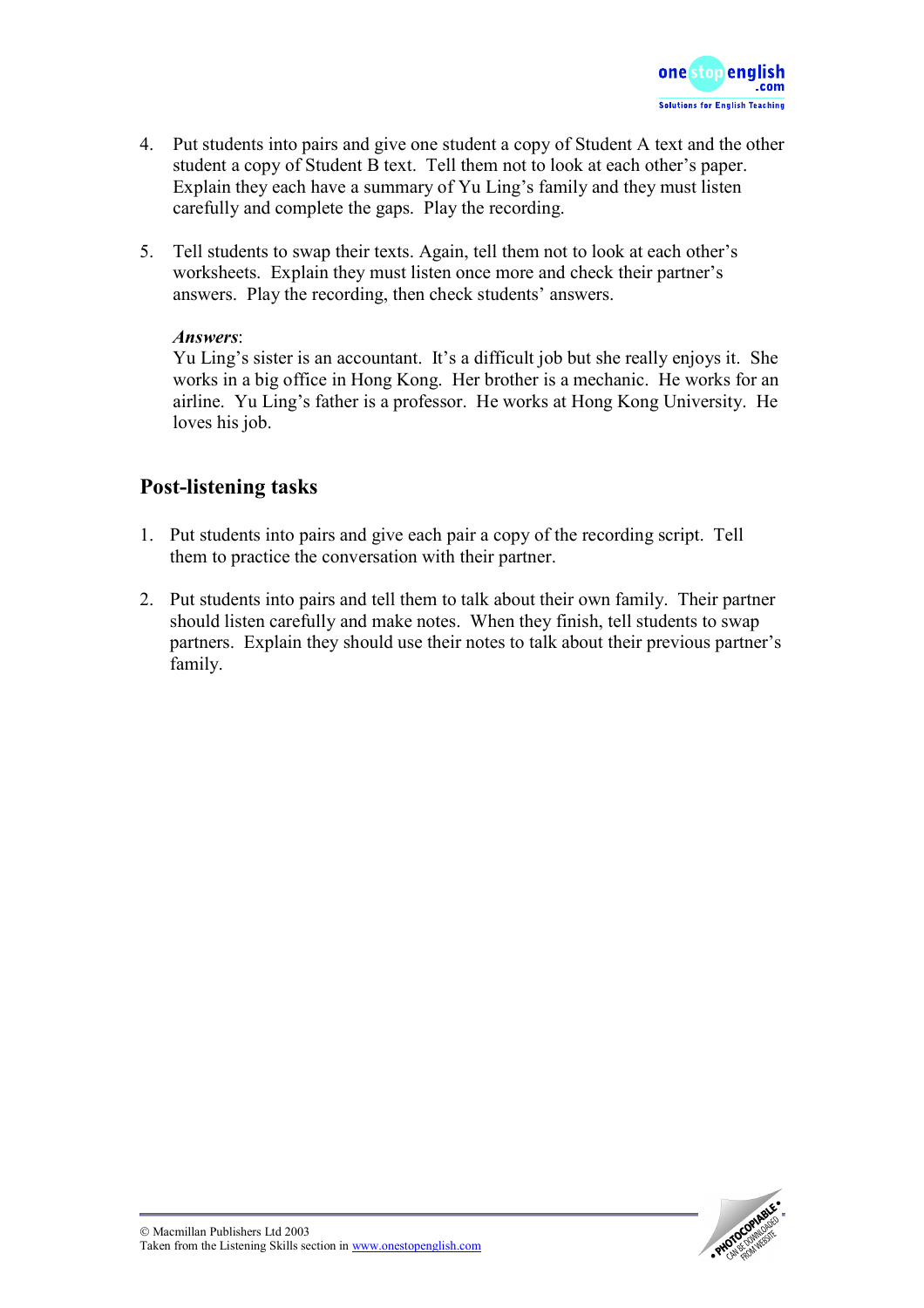4. Put students into pairs and give one student a copy of Student A text and the other student a copy of Student B text. Tell them not to look at each other's paper. Explain they each have a summary of Yu Ling's family and they must listen carefully and complete the gaps. Play the recording.

5. Tell students to swap their texts. Again, tell them not to look at each other's worksheets. Explain they must listen once more and check their partner's answers. Play the recording, then check students' answers.

   ***Answers***:
   Yu Ling's sister is an accountant. It's a difficult job but she really enjoys it. She works in a big office in Hong Kong. Her brother is a mechanic. He works for an airline. Yu Ling's father is a professor. He works at Hong Kong University. He loves his job.

## Post-listening tasks

1. Put students into pairs and give each pair a copy of the recording script. Tell them to practice the conversation with their partner.

2. Put students into pairs and tell them to talk about their own family. Their partner should listen carefully and make notes. When they finish, tell students to swap partners. Explain they should use their notes to talk about their previous partner's family.